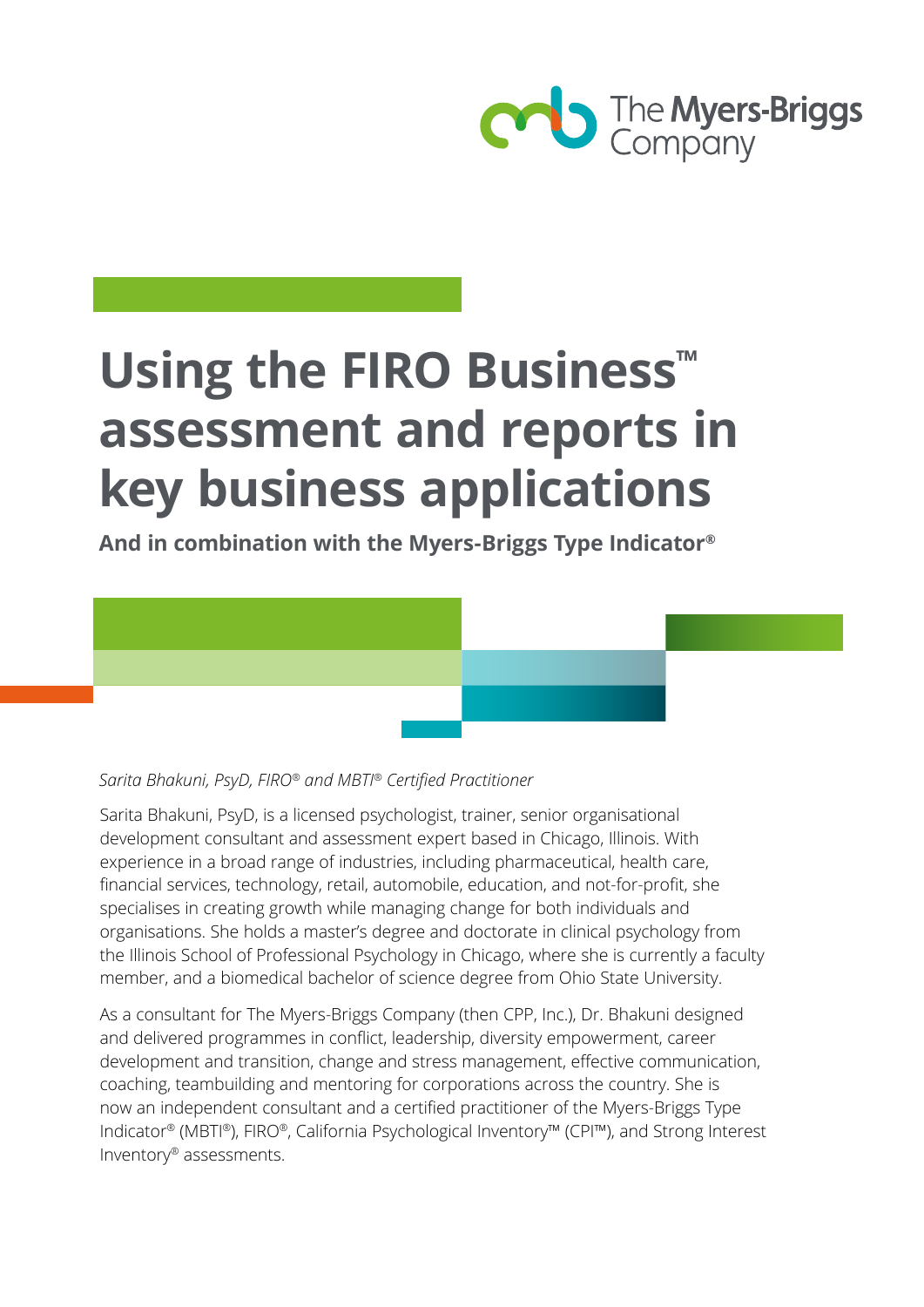The Myers-Briggs Company

# Using the FIRO Business™ assessment and reports in key business applications

**And in combination with the Myers-Briggs Type Indicator®**

*Sarita Bhakuni, PsyD, FIRO® and MBTI® Certified Practitioner*

Sarita Bhakuni, PsyD, is a licensed psychologist, trainer, senior organisational development consultant and assessment expert based in Chicago, Illinois. With experience in a broad range of industries, including pharmaceutical, health care, financial services, technology, retail, automobile, education, and not-for-profit, she specialises in creating growth while managing change for both individuals and organisations. She holds a master's degree and doctorate in clinical psychology from the Illinois School of Professional Psychology in Chicago, where she is currently a faculty member, and a biomedical bachelor of science degree from Ohio State University.

As a consultant for The Myers-Briggs Company (then CPP, Inc.), Dr. Bhakuni designed and delivered programmes in conflict, leadership, diversity empowerment, career development and transition, change and stress management, effective communication, coaching, teambuilding and mentoring for corporations across the country. She is now an independent consultant and a certified practitioner of the Myers-Briggs Type Indicator® (MBTI®), FIRO®, California Psychological Inventory™ (CPI™), and Strong Interest Inventory® assessments.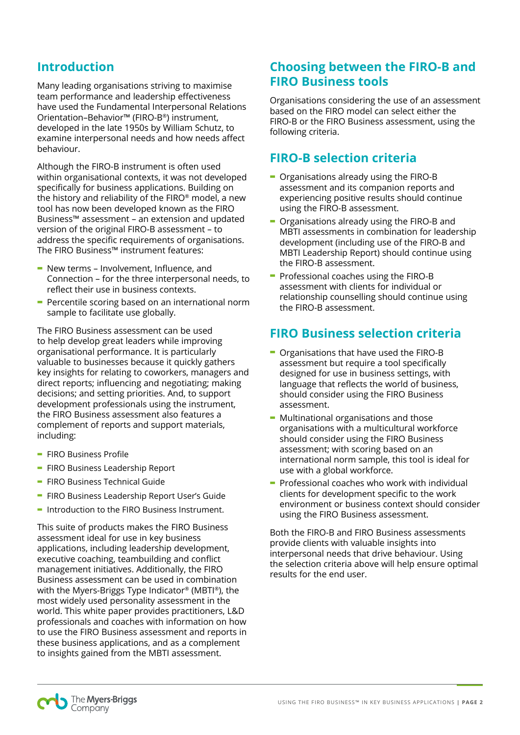## Introduction

Many leading organisations striving to maximise team performance and leadership effectiveness have used the Fundamental Interpersonal Relations Orientation–Behavior™ (FIRO-B®) instrument, developed in the late 1950s by William Schutz, to examine interpersonal needs and how needs affect behaviour.

Although the FIRO-B instrument is often used within organisational contexts, it was not developed specifically for business applications. Building on the history and reliability of the FIRO® model, a new tool has now been developed known as the FIRO Business™ assessment – an extension and updated version of the original FIRO-B assessment – to address the specific requirements of organisations. The FIRO Business™ instrument features:

- New terms – Involvement, Influence, and Connection – for the three interpersonal needs, to reflect their use in business contexts.
- Percentile scoring based on an international norm sample to facilitate use globally.

The FIRO Business assessment can be used to help develop great leaders while improving organisational performance. It is particularly valuable to businesses because it quickly gathers key insights for relating to coworkers, managers and direct reports; influencing and negotiating; making decisions; and setting priorities. And, to support development professionals using the instrument, the FIRO Business assessment also features a complement of reports and support materials, including:

- FIRO Business Profile
- FIRO Business Leadership Report
- FIRO Business Technical Guide
- FIRO Business Leadership Report User's Guide
- Introduction to the FIRO Business Instrument.

This suite of products makes the FIRO Business assessment ideal for use in key business applications, including leadership development, executive coaching, teambuilding and conflict management initiatives. Additionally, the FIRO Business assessment can be used in combination with the Myers-Briggs Type Indicator® (MBTI®), the most widely used personality assessment in the world. This white paper provides practitioners, L&D professionals and coaches with information on how to use the FIRO Business assessment and reports in these business applications, and as a complement to insights gained from the MBTI assessment.

## Choosing between the FIRO-B and FIRO Business tools

Organisations considering the use of an assessment based on the FIRO model can select either the FIRO-B or the FIRO Business assessment, using the following criteria.

### FIRO-B selection criteria

- Organisations already using the FIRO-B assessment and its companion reports and experiencing positive results should continue using the FIRO-B assessment.
- Organisations already using the FIRO-B and MBTI assessments in combination for leadership development (including use of the FIRO-B and MBTI Leadership Report) should continue using the FIRO-B assessment.
- Professional coaches using the FIRO-B assessment with clients for individual or relationship counselling should continue using the FIRO-B assessment.

### FIRO Business selection criteria

- Organisations that have used the FIRO-B assessment but require a tool specifically designed for use in business settings, with language that reflects the world of business, should consider using the FIRO Business assessment.
- Multinational organisations and those organisations with a multicultural workforce should consider using the FIRO Business assessment; with scoring based on an international norm sample, this tool is ideal for use with a global workforce.
- Professional coaches who work with individual clients for development specific to the work environment or business context should consider using the FIRO Business assessment.

Both the FIRO-B and FIRO Business assessments provide clients with valuable insights into interpersonal needs that drive behaviour. Using the selection criteria above will help ensure optimal results for the end user.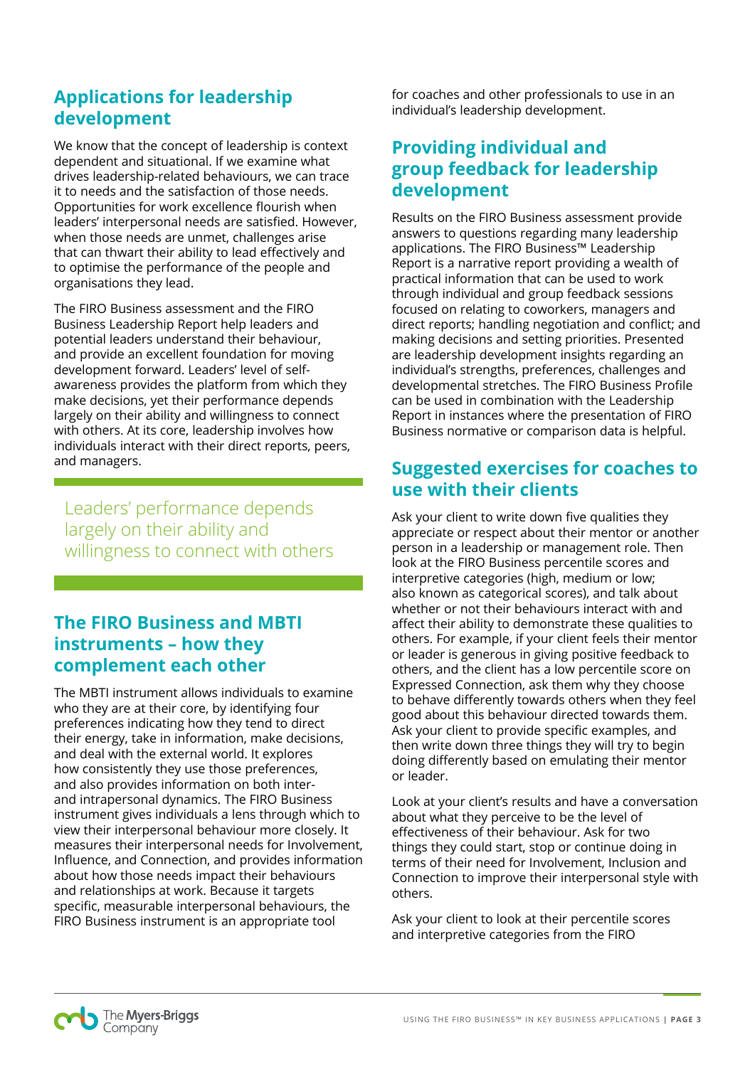## Applications for leadership development

We know that the concept of leadership is context dependent and situational. If we examine what drives leadership-related behaviours, we can trace it to needs and the satisfaction of those needs. Opportunities for work excellence flourish when leaders' interpersonal needs are satisfied. However, when those needs are unmet, challenges arise that can thwart their ability to lead effectively and to optimise the performance of the people and organisations they lead.

The FIRO Business assessment and the FIRO Business Leadership Report help leaders and potential leaders understand their behaviour, and provide an excellent foundation for moving development forward. Leaders' level of self-awareness provides the platform from which they make decisions, yet their performance depends largely on their ability and willingness to connect with others. At its core, leadership involves how individuals interact with their direct reports, peers, and managers.

> Leaders' performance depends largely on their ability and willingness to connect with others

## The FIRO Business and MBTI instruments – how they complement each other

The MBTI instrument allows individuals to examine who they are at their core, by identifying four preferences indicating how they tend to direct their energy, take in information, make decisions, and deal with the external world. It explores how consistently they use those preferences, and also provides information on both inter- and intrapersonal dynamics. The FIRO Business instrument gives individuals a lens through which to view their interpersonal behaviour more closely. It measures their interpersonal needs for Involvement, Influence, and Connection, and provides information about how those needs impact their behaviours and relationships at work. Because it targets specific, measurable interpersonal behaviours, the FIRO Business instrument is an appropriate tool for coaches and other professionals to use in an individual's leadership development.

## Providing individual and group feedback for leadership development

Results on the FIRO Business assessment provide answers to questions regarding many leadership applications. The FIRO Business™ Leadership Report is a narrative report providing a wealth of practical information that can be used to work through individual and group feedback sessions focused on relating to coworkers, managers and direct reports; handling negotiation and conflict; and making decisions and setting priorities. Presented are leadership development insights regarding an individual's strengths, preferences, challenges and developmental stretches. The FIRO Business Profile can be used in combination with the Leadership Report in instances where the presentation of FIRO Business normative or comparison data is helpful.

## Suggested exercises for coaches to use with their clients

Ask your client to write down five qualities they appreciate or respect about their mentor or another person in a leadership or management role. Then look at the FIRO Business percentile scores and interpretive categories (high, medium or low; also known as categorical scores), and talk about whether or not their behaviours interact with and affect their ability to demonstrate these qualities to others. For example, if your client feels their mentor or leader is generous in giving positive feedback to others, and the client has a low percentile score on Expressed Connection, ask them why they choose to behave differently towards others when they feel good about this behaviour directed towards them. Ask your client to provide specific examples, and then write down three things they will try to begin doing differently based on emulating their mentor or leader.

Look at your client's results and have a conversation about what they perceive to be the level of effectiveness of their behaviour. Ask for two things they could start, stop or continue doing in terms of their need for Involvement, Inclusion and Connection to improve their interpersonal style with others.

Ask your client to look at their percentile scores and interpretive categories from the FIRO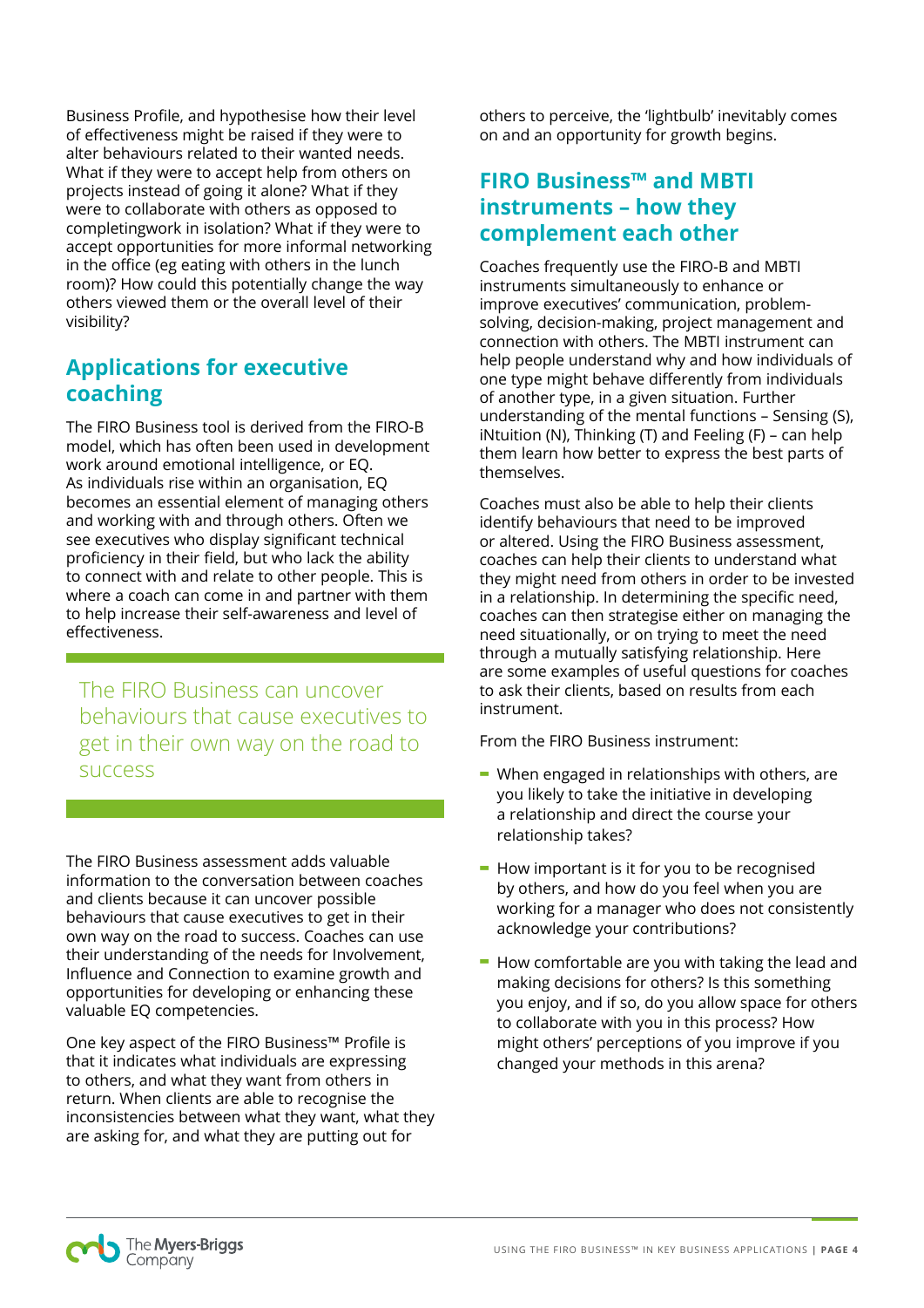Business Profile, and hypothesise how their level of effectiveness might be raised if they were to alter behaviours related to their wanted needs. What if they were to accept help from others on projects instead of going it alone? What if they were to collaborate with others as opposed to completingwork in isolation? What if they were to accept opportunities for more informal networking in the office (eg eating with others in the lunch room)? How could this potentially change the way others viewed them or the overall level of their visibility?

## Applications for executive coaching

The FIRO Business tool is derived from the FIRO-B model, which has often been used in development work around emotional intelligence, or EQ. As individuals rise within an organisation, EQ becomes an essential element of managing others and working with and through others. Often we see executives who display significant technical proficiency in their field, but who lack the ability to connect with and relate to other people. This is where a coach can come in and partner with them to help increase their self-awareness and level of effectiveness.

> The FIRO Business can uncover behaviours that cause executives to get in their own way on the road to success

The FIRO Business assessment adds valuable information to the conversation between coaches and clients because it can uncover possible behaviours that cause executives to get in their own way on the road to success. Coaches can use their understanding of the needs for Involvement, Influence and Connection to examine growth and opportunities for developing or enhancing these valuable EQ competencies.

One key aspect of the FIRO Business™ Profile is that it indicates what individuals are expressing to others, and what they want from others in return. When clients are able to recognise the inconsistencies between what they want, what they are asking for, and what they are putting out for others to perceive, the 'lightbulb' inevitably comes on and an opportunity for growth begins.

## FIRO Business™ and MBTI instruments – how they complement each other

Coaches frequently use the FIRO-B and MBTI instruments simultaneously to enhance or improve executives' communication, problem-solving, decision-making, project management and connection with others. The MBTI instrument can help people understand why and how individuals of one type might behave differently from individuals of another type, in a given situation. Further understanding of the mental functions – Sensing (S), iNtuition (N), Thinking (T) and Feeling (F) – can help them learn how better to express the best parts of themselves.

Coaches must also be able to help their clients identify behaviours that need to be improved or altered. Using the FIRO Business assessment, coaches can help their clients to understand what they might need from others in order to be invested in a relationship. In determining the specific need, coaches can then strategise either on managing the need situationally, or on trying to meet the need through a mutually satisfying relationship. Here are some examples of useful questions for coaches to ask their clients, based on results from each instrument.

From the FIRO Business instrument:

- When engaged in relationships with others, are you likely to take the initiative in developing a relationship and direct the course your relationship takes?
- How important is it for you to be recognised by others, and how do you feel when you are working for a manager who does not consistently acknowledge your contributions?
- How comfortable are you with taking the lead and making decisions for others? Is this something you enjoy, and if so, do you allow space for others to collaborate with you in this process? How might others' perceptions of you improve if you changed your methods in this arena?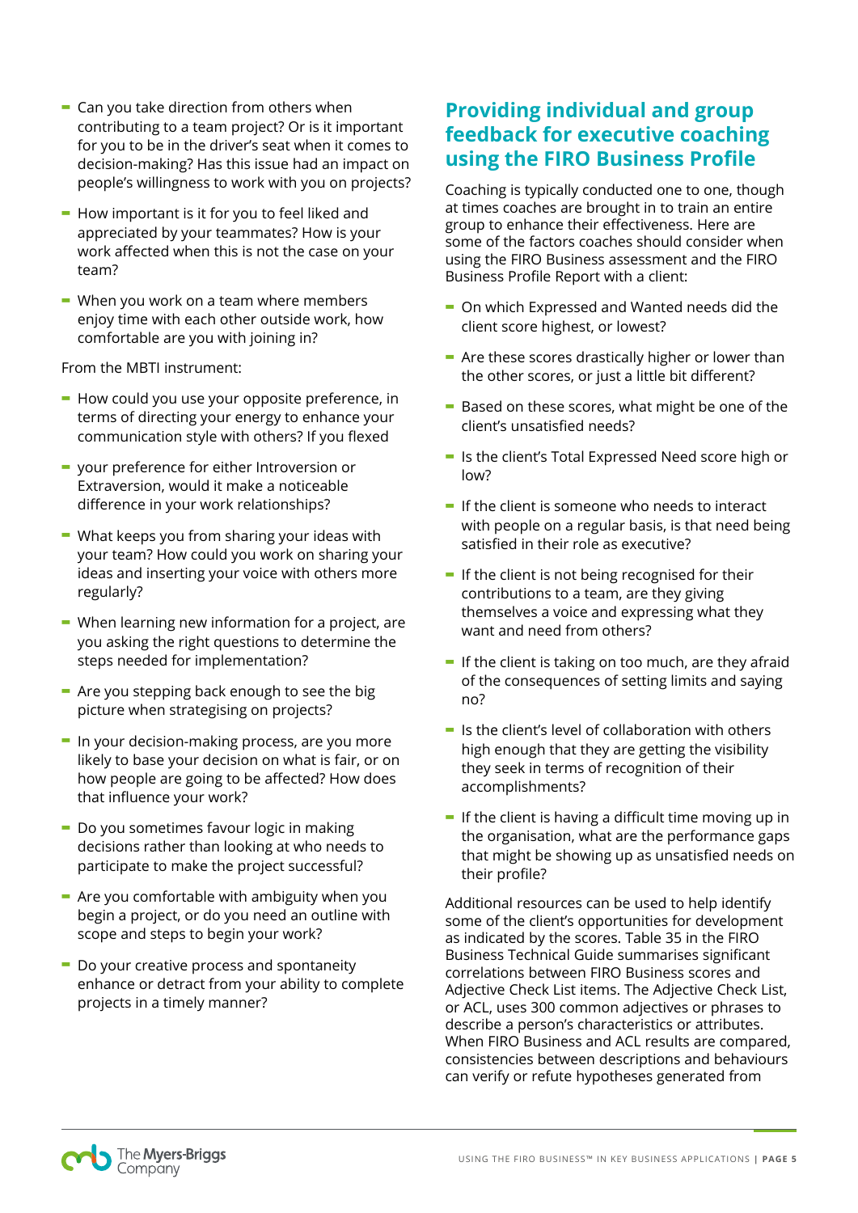- Can you take direction from others when contributing to a team project? Or is it important for you to be in the driver's seat when it comes to decision-making? Has this issue had an impact on people's willingness to work with you on projects?
- How important is it for you to feel liked and appreciated by your teammates? How is your work affected when this is not the case on your team?
- When you work on a team where members enjoy time with each other outside work, how comfortable are you with joining in?

From the MBTI instrument:

- How could you use your opposite preference, in terms of directing your energy to enhance your communication style with others? If you flexed
- your preference for either Introversion or Extraversion, would it make a noticeable difference in your work relationships?
- What keeps you from sharing your ideas with your team? How could you work on sharing your ideas and inserting your voice with others more regularly?
- When learning new information for a project, are you asking the right questions to determine the steps needed for implementation?
- Are you stepping back enough to see the big picture when strategising on projects?
- In your decision-making process, are you more likely to base your decision on what is fair, or on how people are going to be affected? How does that influence your work?
- Do you sometimes favour logic in making decisions rather than looking at who needs to participate to make the project successful?
- Are you comfortable with ambiguity when you begin a project, or do you need an outline with scope and steps to begin your work?
- Do your creative process and spontaneity enhance or detract from your ability to complete projects in a timely manner?

## Providing individual and group feedback for executive coaching using the FIRO Business Profile

Coaching is typically conducted one to one, though at times coaches are brought in to train an entire group to enhance their effectiveness. Here are some of the factors coaches should consider when using the FIRO Business assessment and the FIRO Business Profile Report with a client:

- On which Expressed and Wanted needs did the client score highest, or lowest?
- Are these scores drastically higher or lower than the other scores, or just a little bit different?
- Based on these scores, what might be one of the client's unsatisfied needs?
- Is the client's Total Expressed Need score high or low?
- If the client is someone who needs to interact with people on a regular basis, is that need being satisfied in their role as executive?
- If the client is not being recognised for their contributions to a team, are they giving themselves a voice and expressing what they want and need from others?
- If the client is taking on too much, are they afraid of the consequences of setting limits and saying no?
- Is the client's level of collaboration with others high enough that they are getting the visibility they seek in terms of recognition of their accomplishments?
- If the client is having a difficult time moving up in the organisation, what are the performance gaps that might be showing up as unsatisfied needs on their profile?

Additional resources can be used to help identify some of the client's opportunities for development as indicated by the scores. Table 35 in the FIRO Business Technical Guide summarises significant correlations between FIRO Business scores and Adjective Check List items. The Adjective Check List, or ACL, uses 300 common adjectives or phrases to describe a person's characteristics or attributes. When FIRO Business and ACL results are compared, consistencies between descriptions and behaviours can verify or refute hypotheses generated from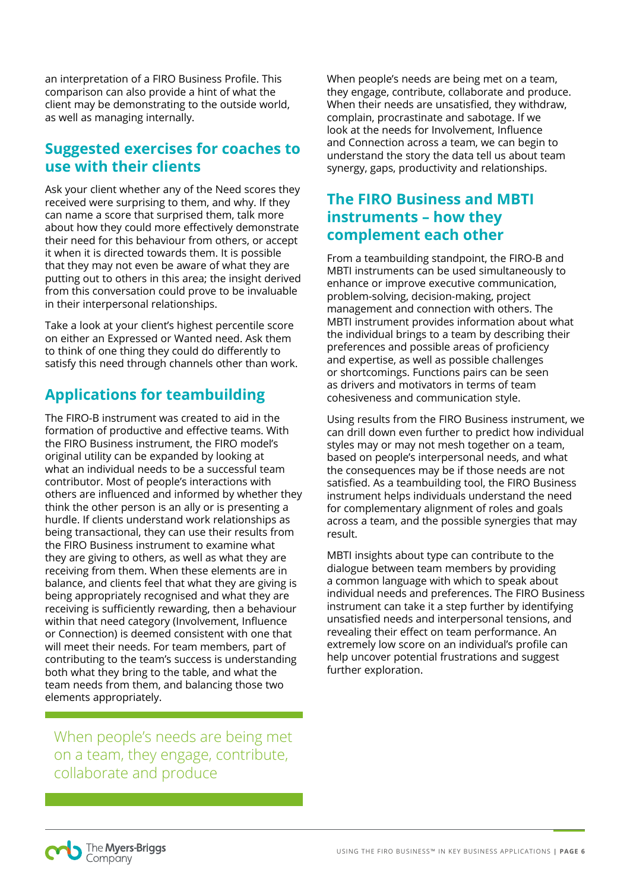an interpretation of a FIRO Business Profile. This comparison can also provide a hint of what the client may be demonstrating to the outside world, as well as managing internally.

## Suggested exercises for coaches to use with their clients

Ask your client whether any of the Need scores they received were surprising to them, and why. If they can name a score that surprised them, talk more about how they could more effectively demonstrate their need for this behaviour from others, or accept it when it is directed towards them. It is possible that they may not even be aware of what they are putting out to others in this area; the insight derived from this conversation could prove to be invaluable in their interpersonal relationships.

Take a look at your client's highest percentile score on either an Expressed or Wanted need. Ask them to think of one thing they could do differently to satisfy this need through channels other than work.

## Applications for teambuilding

The FIRO-B instrument was created to aid in the formation of productive and effective teams. With the FIRO Business instrument, the FIRO model's original utility can be expanded by looking at what an individual needs to be a successful team contributor. Most of people's interactions with others are influenced and informed by whether they think the other person is an ally or is presenting a hurdle. If clients understand work relationships as being transactional, they can use their results from the FIRO Business instrument to examine what they are giving to others, as well as what they are receiving from them. When these elements are in balance, and clients feel that what they are giving is being appropriately recognised and what they are receiving is sufficiently rewarding, then a behaviour within that need category (Involvement, Influence or Connection) is deemed consistent with one that will meet their needs. For team members, part of contributing to the team's success is understanding both what they bring to the table, and what the team needs from them, and balancing those two elements appropriately.

> When people's needs are being met on a team, they engage, contribute, collaborate and produce

When people's needs are being met on a team, they engage, contribute, collaborate and produce. When their needs are unsatisfied, they withdraw, complain, procrastinate and sabotage. If we look at the needs for Involvement, Influence and Connection across a team, we can begin to understand the story the data tell us about team synergy, gaps, productivity and relationships.

## The FIRO Business and MBTI instruments – how they complement each other

From a teambuilding standpoint, the FIRO-B and MBTI instruments can be used simultaneously to enhance or improve executive communication, problem-solving, decision-making, project management and connection with others. The MBTI instrument provides information about what the individual brings to a team by describing their preferences and possible areas of proficiency and expertise, as well as possible challenges or shortcomings. Functions pairs can be seen as drivers and motivators in terms of team cohesiveness and communication style.

Using results from the FIRO Business instrument, we can drill down even further to predict how individual styles may or may not mesh together on a team, based on people's interpersonal needs, and what the consequences may be if those needs are not satisfied. As a teambuilding tool, the FIRO Business instrument helps individuals understand the need for complementary alignment of roles and goals across a team, and the possible synergies that may result.

MBTI insights about type can contribute to the dialogue between team members by providing a common language with which to speak about individual needs and preferences. The FIRO Business instrument can take it a step further by identifying unsatisfied needs and interpersonal tensions, and revealing their effect on team performance. An extremely low score on an individual's profile can help uncover potential frustrations and suggest further exploration.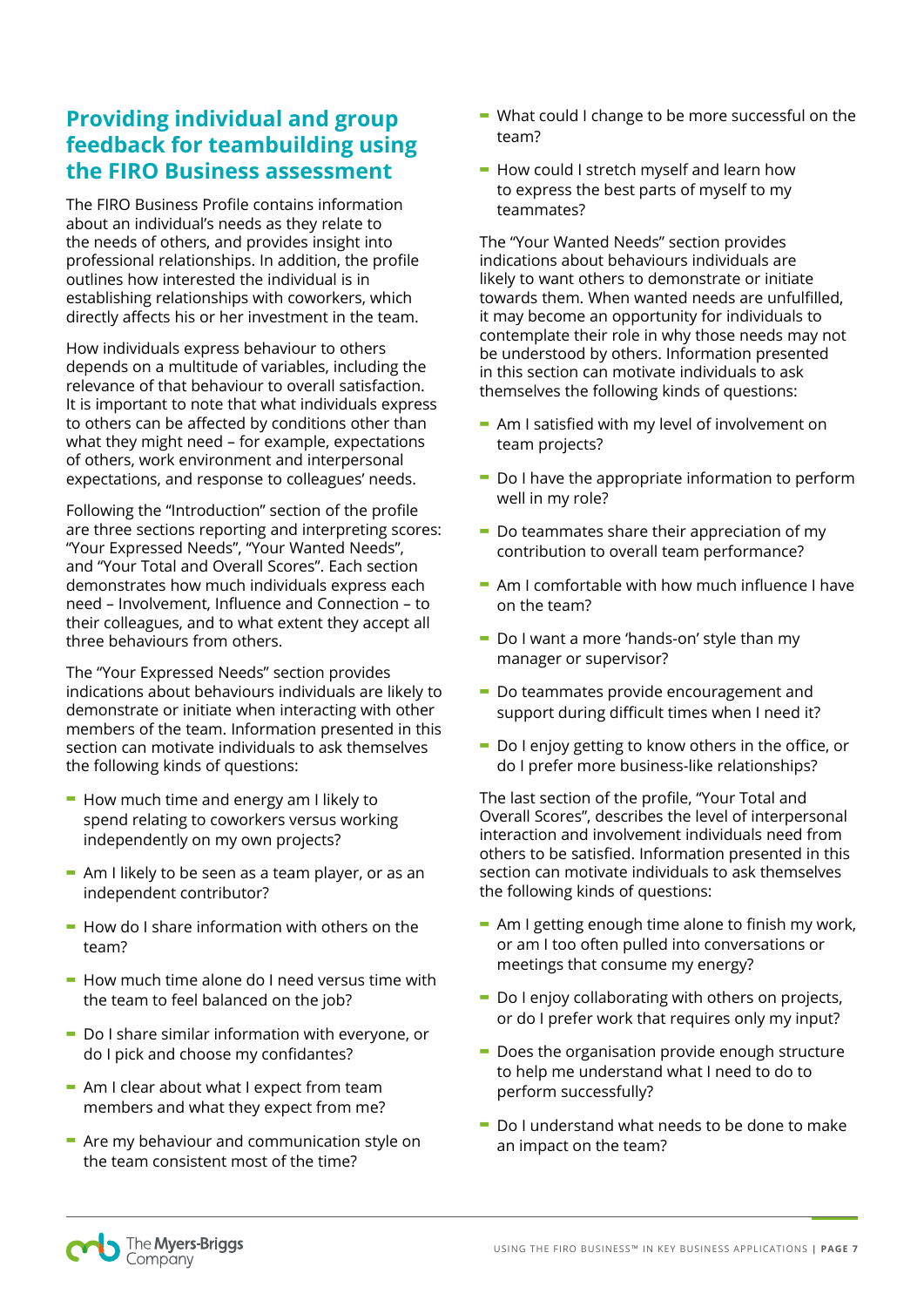## Providing individual and group feedback for teambuilding using the FIRO Business assessment

The FIRO Business Profile contains information about an individual's needs as they relate to the needs of others, and provides insight into professional relationships. In addition, the profile outlines how interested the individual is in establishing relationships with coworkers, which directly affects his or her investment in the team.

How individuals express behaviour to others depends on a multitude of variables, including the relevance of that behaviour to overall satisfaction. It is important to note that what individuals express to others can be affected by conditions other than what they might need – for example, expectations of others, work environment and interpersonal expectations, and response to colleagues' needs.

Following the "Introduction" section of the profile are three sections reporting and interpreting scores: "Your Expressed Needs", "Your Wanted Needs", and "Your Total and Overall Scores". Each section demonstrates how much individuals express each need – Involvement, Influence and Connection – to their colleagues, and to what extent they accept all three behaviours from others.

The "Your Expressed Needs" section provides indications about behaviours individuals are likely to demonstrate or initiate when interacting with other members of the team. Information presented in this section can motivate individuals to ask themselves the following kinds of questions:

- How much time and energy am I likely to spend relating to coworkers versus working independently on my own projects?
- Am I likely to be seen as a team player, or as an independent contributor?
- How do I share information with others on the team?
- How much time alone do I need versus time with the team to feel balanced on the job?
- Do I share similar information with everyone, or do I pick and choose my confidantes?
- Am I clear about what I expect from team members and what they expect from me?
- Are my behaviour and communication style on the team consistent most of the time?
- What could I change to be more successful on the team?
- How could I stretch myself and learn how to express the best parts of myself to my teammates?

The "Your Wanted Needs" section provides indications about behaviours individuals are likely to want others to demonstrate or initiate towards them. When wanted needs are unfulfilled, it may become an opportunity for individuals to contemplate their role in why those needs may not be understood by others. Information presented in this section can motivate individuals to ask themselves the following kinds of questions:

- Am I satisfied with my level of involvement on team projects?
- Do I have the appropriate information to perform well in my role?
- Do teammates share their appreciation of my contribution to overall team performance?
- Am I comfortable with how much influence I have on the team?
- Do I want a more 'hands-on' style than my manager or supervisor?
- Do teammates provide encouragement and support during difficult times when I need it?
- Do I enjoy getting to know others in the office, or do I prefer more business-like relationships?

The last section of the profile, "Your Total and Overall Scores", describes the level of interpersonal interaction and involvement individuals need from others to be satisfied. Information presented in this section can motivate individuals to ask themselves the following kinds of questions:

- Am I getting enough time alone to finish my work, or am I too often pulled into conversations or meetings that consume my energy?
- Do I enjoy collaborating with others on projects, or do I prefer work that requires only my input?
- Does the organisation provide enough structure to help me understand what I need to do to perform successfully?
- Do I understand what needs to be done to make an impact on the team?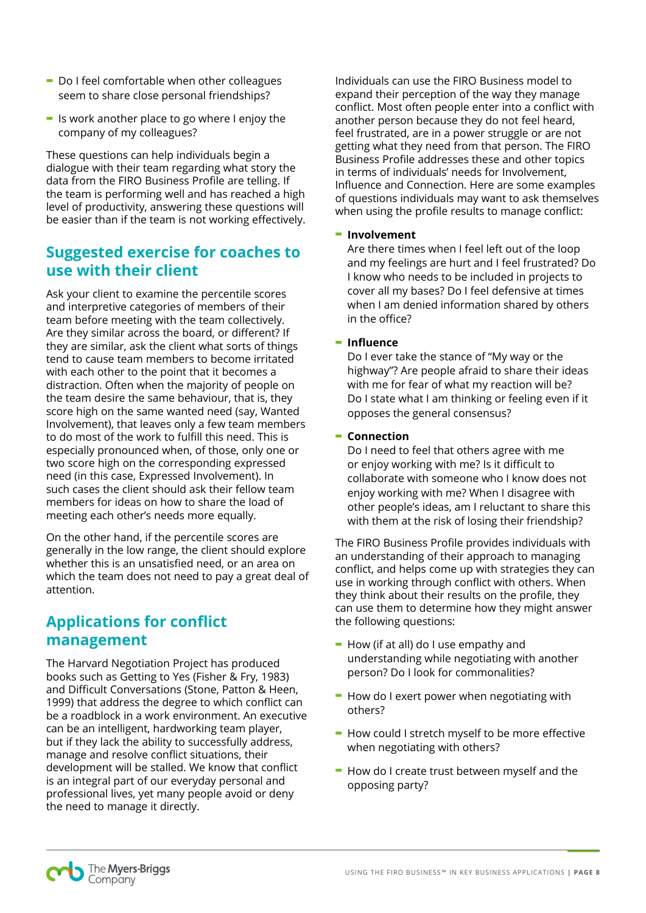- Do I feel comfortable when other colleagues seem to share close personal friendships?
- Is work another place to go where I enjoy the company of my colleagues?

These questions can help individuals begin a dialogue with their team regarding what story the data from the FIRO Business Profile are telling. If the team is performing well and has reached a high level of productivity, answering these questions will be easier than if the team is not working effectively.

## Suggested exercise for coaches to use with their client

Ask your client to examine the percentile scores and interpretive categories of members of their team before meeting with the team collectively. Are they similar across the board, or different? If they are similar, ask the client what sorts of things tend to cause team members to become irritated with each other to the point that it becomes a distraction. Often when the majority of people on the team desire the same behaviour, that is, they score high on the same wanted need (say, Wanted Involvement), that leaves only a few team members to do most of the work to fulfill this need. This is especially pronounced when, of those, only one or two score high on the corresponding expressed need (in this case, Expressed Involvement). In such cases the client should ask their fellow team members for ideas on how to share the load of meeting each other's needs more equally.

On the other hand, if the percentile scores are generally in the low range, the client should explore whether this is an unsatisfied need, or an area on which the team does not need to pay a great deal of attention.

## Applications for conflict management

The Harvard Negotiation Project has produced books such as Getting to Yes (Fisher & Fry, 1983) and Difficult Conversations (Stone, Patton & Heen, 1999) that address the degree to which conflict can be a roadblock in a work environment. An executive can be an intelligent, hardworking team player, but if they lack the ability to successfully address, manage and resolve conflict situations, their development will be stalled. We know that conflict is an integral part of our everyday personal and professional lives, yet many people avoid or deny the need to manage it directly.

Individuals can use the FIRO Business model to expand their perception of the way they manage conflict. Most often people enter into a conflict with another person because they do not feel heard, feel frustrated, are in a power struggle or are not getting what they need from that person. The FIRO Business Profile addresses these and other topics in terms of individuals' needs for Involvement, Influence and Connection. Here are some examples of questions individuals may want to ask themselves when using the profile results to manage conflict:

- **Involvement**
  Are there times when I feel left out of the loop and my feelings are hurt and I feel frustrated? Do I know who needs to be included in projects to cover all my bases? Do I feel defensive at times when I am denied information shared by others in the office?
- **Influence**
  Do I ever take the stance of "My way or the highway"? Are people afraid to share their ideas with me for fear of what my reaction will be? Do I state what I am thinking or feeling even if it opposes the general consensus?
- **Connection**
  Do I need to feel that others agree with me or enjoy working with me? Is it difficult to collaborate with someone who I know does not enjoy working with me? When I disagree with other people's ideas, am I reluctant to share this with them at the risk of losing their friendship?

The FIRO Business Profile provides individuals with an understanding of their approach to managing conflict, and helps come up with strategies they can use in working through conflict with others. When they think about their results on the profile, they can use them to determine how they might answer the following questions:

- How (if at all) do I use empathy and understanding while negotiating with another person? Do I look for commonalities?
- How do I exert power when negotiating with others?
- How could I stretch myself to be more effective when negotiating with others?
- How do I create trust between myself and the opposing party?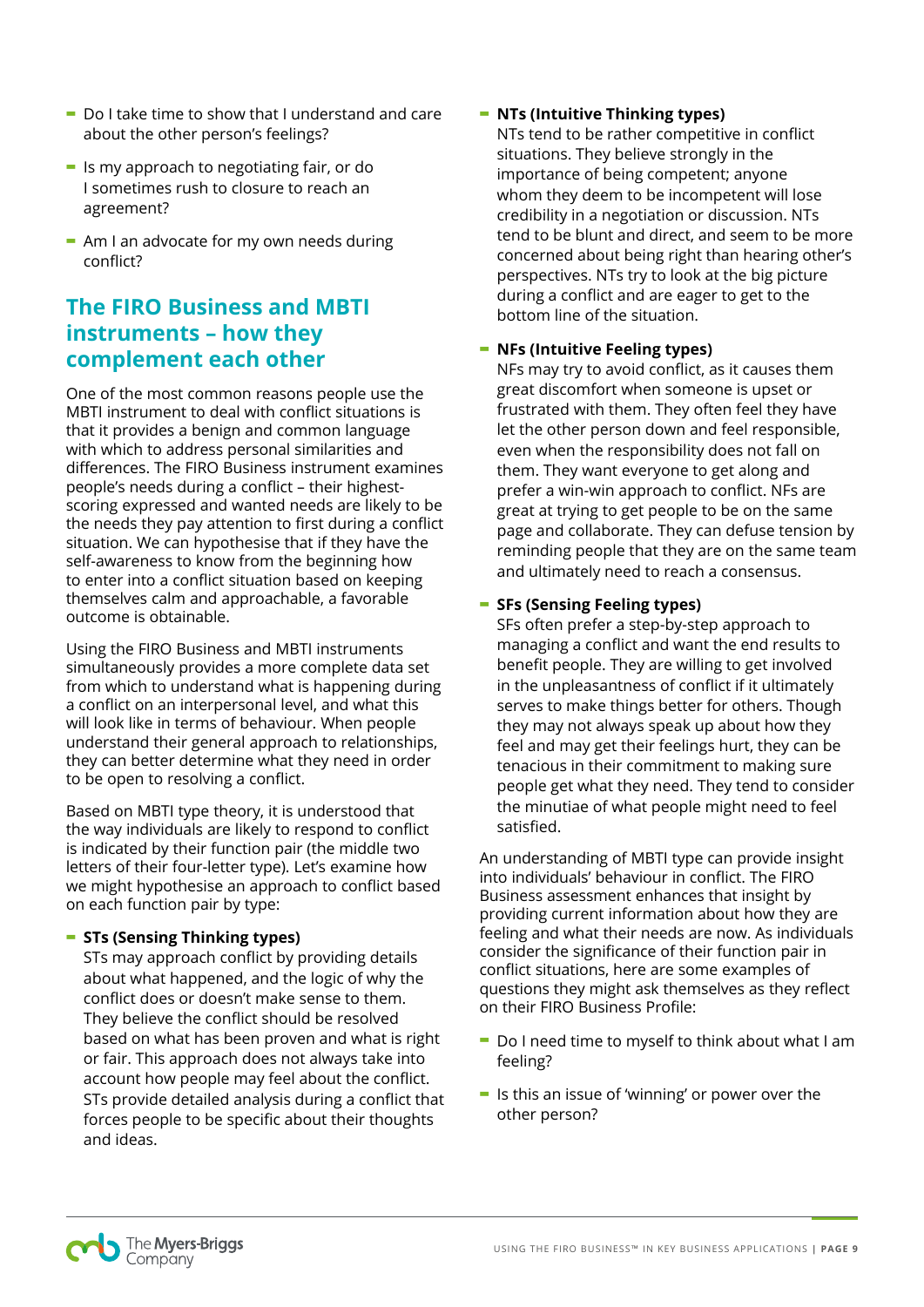- Do I take time to show that I understand and care about the other person's feelings?
- Is my approach to negotiating fair, or do I sometimes rush to closure to reach an agreement?
- Am I an advocate for my own needs during conflict?

## The FIRO Business and MBTI instruments – how they complement each other

One of the most common reasons people use the MBTI instrument to deal with conflict situations is that it provides a benign and common language with which to address personal similarities and differences. The FIRO Business instrument examines people's needs during a conflict – their highest-scoring expressed and wanted needs are likely to be the needs they pay attention to first during a conflict situation. We can hypothesise that if they have the self-awareness to know from the beginning how to enter into a conflict situation based on keeping themselves calm and approachable, a favorable outcome is obtainable.

Using the FIRO Business and MBTI instruments simultaneously provides a more complete data set from which to understand what is happening during a conflict on an interpersonal level, and what this will look like in terms of behaviour. When people understand their general approach to relationships, they can better determine what they need in order to be open to resolving a conflict.

Based on MBTI type theory, it is understood that the way individuals are likely to respond to conflict is indicated by their function pair (the middle two letters of their four-letter type). Let's examine how we might hypothesise an approach to conflict based on each function pair by type:

- **STs (Sensing Thinking types)**
  STs may approach conflict by providing details about what happened, and the logic of why the conflict does or doesn't make sense to them. They believe the conflict should be resolved based on what has been proven and what is right or fair. This approach does not always take into account how people may feel about the conflict. STs provide detailed analysis during a conflict that forces people to be specific about their thoughts and ideas.
- **NTs (Intuitive Thinking types)**
  NTs tend to be rather competitive in conflict situations. They believe strongly in the importance of being competent; anyone whom they deem to be incompetent will lose credibility in a negotiation or discussion. NTs tend to be blunt and direct, and seem to be more concerned about being right than hearing other's perspectives. NTs try to look at the big picture during a conflict and are eager to get to the bottom line of the situation.
- **NFs (Intuitive Feeling types)**
  NFs may try to avoid conflict, as it causes them great discomfort when someone is upset or frustrated with them. They often feel they have let the other person down and feel responsible, even when the responsibility does not fall on them. They want everyone to get along and prefer a win-win approach to conflict. NFs are great at trying to get people to be on the same page and collaborate. They can defuse tension by reminding people that they are on the same team and ultimately need to reach a consensus.
- **SFs (Sensing Feeling types)**
  SFs often prefer a step-by-step approach to managing a conflict and want the end results to benefit people. They are willing to get involved in the unpleasantness of conflict if it ultimately serves to make things better for others. Though they may not always speak up about how they feel and may get their feelings hurt, they can be tenacious in their commitment to making sure people get what they need. They tend to consider the minutiae of what people might need to feel satisfied.

An understanding of MBTI type can provide insight into individuals' behaviour in conflict. The FIRO Business assessment enhances that insight by providing current information about how they are feeling and what their needs are now. As individuals consider the significance of their function pair in conflict situations, here are some examples of questions they might ask themselves as they reflect on their FIRO Business Profile:

- Do I need time to myself to think about what I am feeling?
- Is this an issue of 'winning' or power over the other person?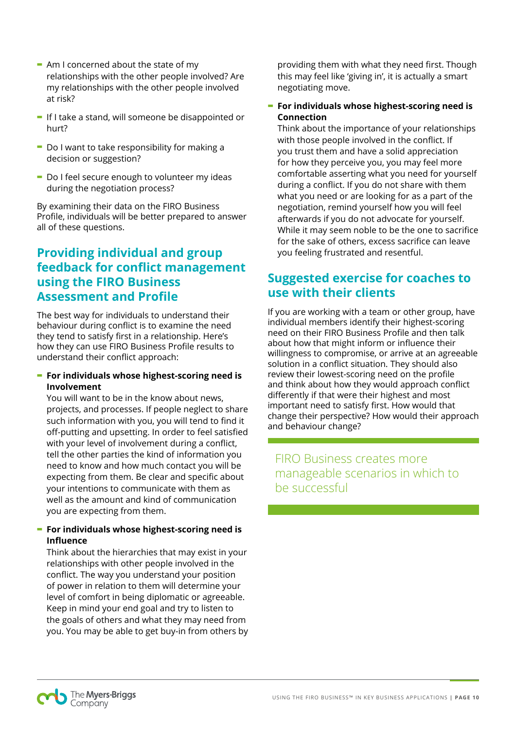- Am I concerned about the state of my relationships with the other people involved? Are my relationships with the other people involved at risk?
- If I take a stand, will someone be disappointed or hurt?
- Do I want to take responsibility for making a decision or suggestion?
- Do I feel secure enough to volunteer my ideas during the negotiation process?

By examining their data on the FIRO Business Profile, individuals will be better prepared to answer all of these questions.

## Providing individual and group feedback for conflict management using the FIRO Business Assessment and Profile

The best way for individuals to understand their behaviour during conflict is to examine the need they tend to satisfy first in a relationship. Here's how they can use FIRO Business Profile results to understand their conflict approach:

- **For individuals whose highest-scoring need is Involvement**
  You will want to be in the know about news, projects, and processes. If people neglect to share such information with you, you will tend to find it off-putting and upsetting. In order to feel satisfied with your level of involvement during a conflict, tell the other parties the kind of information you need to know and how much contact you will be expecting from them. Be clear and specific about your intentions to communicate with them as well as the amount and kind of communication you are expecting from them.

- **For individuals whose highest-scoring need is Influence**
  Think about the hierarchies that may exist in your relationships with other people involved in the conflict. The way you understand your position of power in relation to them will determine your level of comfort in being diplomatic or agreeable. Keep in mind your end goal and try to listen to the goals of others and what they may need from you. You may be able to get buy-in from others by providing them with what they need first. Though this may feel like 'giving in', it is actually a smart negotiating move.

- **For individuals whose highest-scoring need is Connection**
  Think about the importance of your relationships with those people involved in the conflict. If you trust them and have a solid appreciation for how they perceive you, you may feel more comfortable asserting what you need for yourself during a conflict. If you do not share with them what you need or are looking for as a part of the negotiation, remind yourself how you will feel afterwards if you do not advocate for yourself. While it may seem noble to be the one to sacrifice for the sake of others, excess sacrifice can leave you feeling frustrated and resentful.

## Suggested exercise for coaches to use with their clients

If you are working with a team or other group, have individual members identify their highest-scoring need on their FIRO Business Profile and then talk about how that might inform or influence their willingness to compromise, or arrive at an agreeable solution in a conflict situation. They should also review their lowest-scoring need on the profile and think about how they would approach conflict differently if that were their highest and most important need to satisfy first. How would that change their perspective? How would their approach and behaviour change?

FIRO Business creates more manageable scenarios in which to be successful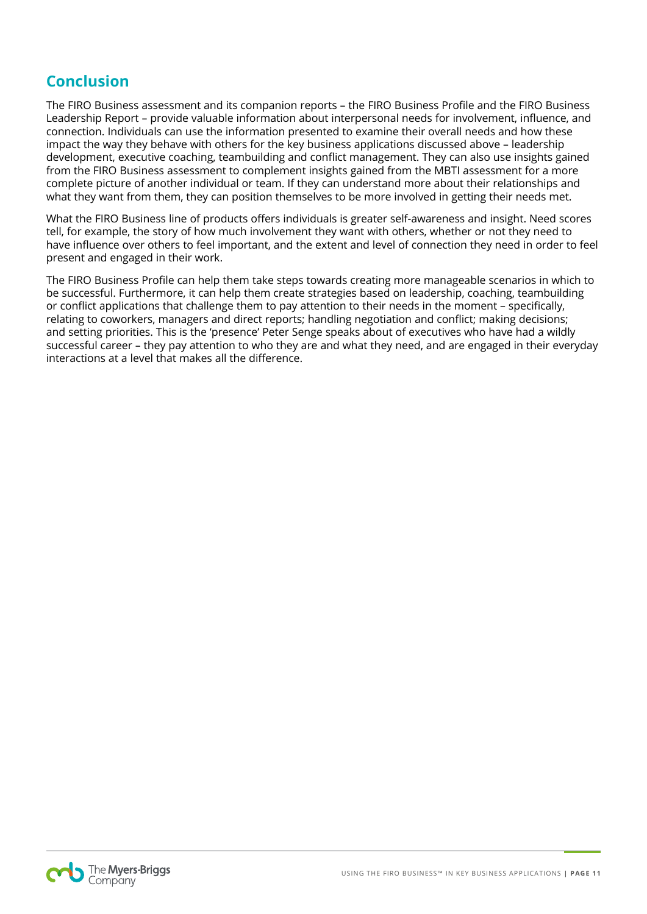## Conclusion

The FIRO Business assessment and its companion reports – the FIRO Business Profile and the FIRO Business Leadership Report – provide valuable information about interpersonal needs for involvement, influence, and connection. Individuals can use the information presented to examine their overall needs and how these impact the way they behave with others for the key business applications discussed above – leadership development, executive coaching, teambuilding and conflict management. They can also use insights gained from the FIRO Business assessment to complement insights gained from the MBTI assessment for a more complete picture of another individual or team. If they can understand more about their relationships and what they want from them, they can position themselves to be more involved in getting their needs met.

What the FIRO Business line of products offers individuals is greater self-awareness and insight. Need scores tell, for example, the story of how much involvement they want with others, whether or not they need to have influence over others to feel important, and the extent and level of connection they need in order to feel present and engaged in their work.

The FIRO Business Profile can help them take steps towards creating more manageable scenarios in which to be successful. Furthermore, it can help them create strategies based on leadership, coaching, teambuilding or conflict applications that challenge them to pay attention to their needs in the moment – specifically, relating to coworkers, managers and direct reports; handling negotiation and conflict; making decisions; and setting priorities. This is the 'presence' Peter Senge speaks about of executives who have had a wildly successful career – they pay attention to who they are and what they need, and are engaged in their everyday interactions at a level that makes all the difference.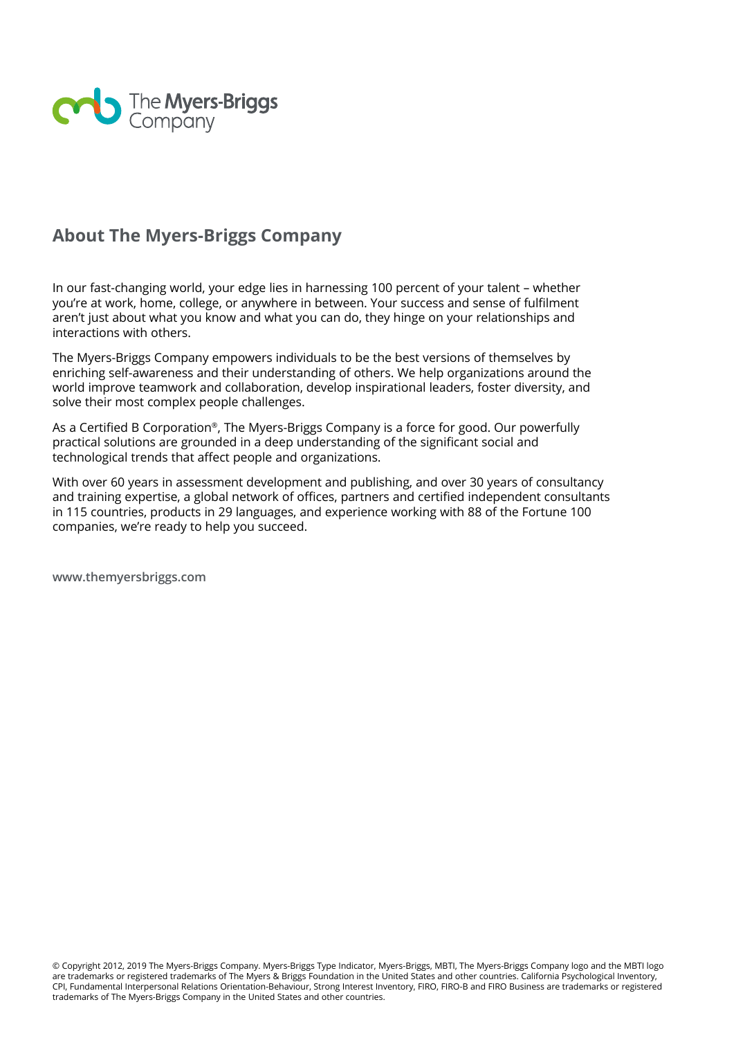The Myers-Briggs Company

## About The Myers-Briggs Company

In our fast-changing world, your edge lies in harnessing 100 percent of your talent – whether you're at work, home, college, or anywhere in between. Your success and sense of fulfilment aren't just about what you know and what you can do, they hinge on your relationships and interactions with others.

The Myers-Briggs Company empowers individuals to be the best versions of themselves by enriching self-awareness and their understanding of others. We help organizations around the world improve teamwork and collaboration, develop inspirational leaders, foster diversity, and solve their most complex people challenges.

As a Certified B Corporation®, The Myers-Briggs Company is a force for good. Our powerfully practical solutions are grounded in a deep understanding of the significant social and technological trends that affect people and organizations.

With over 60 years in assessment development and publishing, and over 30 years of consultancy and training expertise, a global network of offices, partners and certified independent consultants in 115 countries, products in 29 languages, and experience working with 88 of the Fortune 100 companies, we're ready to help you succeed.

**www.themyersbriggs.com**

© Copyright 2012, 2019 The Myers-Briggs Company. Myers-Briggs Type Indicator, Myers-Briggs, MBTI, The Myers-Briggs Company logo and the MBTI logo are trademarks or registered trademarks of The Myers & Briggs Foundation in the United States and other countries. California Psychological Inventory, CPI, Fundamental Interpersonal Relations Orientation-Behaviour, Strong Interest Inventory, FIRO, FIRO-B and FIRO Business are trademarks or registered trademarks of The Myers-Briggs Company in the United States and other countries.